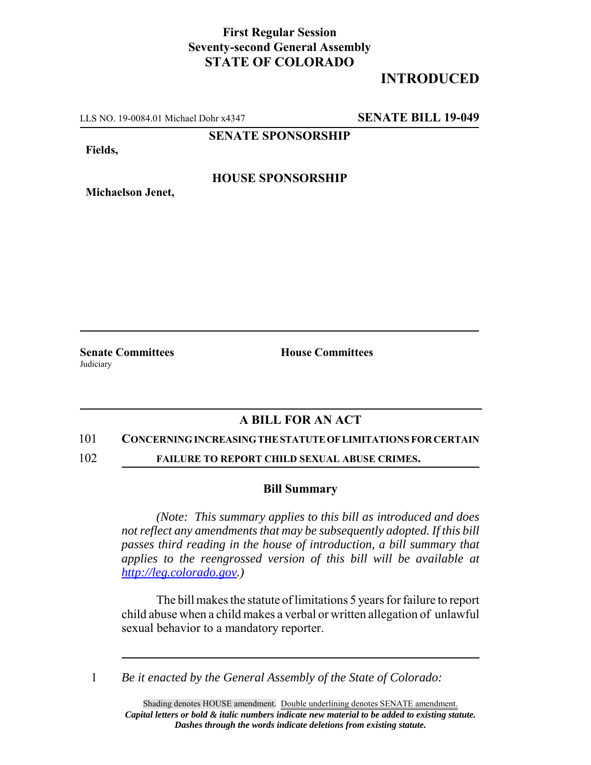**First Regular Session**
**Seventy-second General Assembly**
**STATE OF COLORADO**

# INTRODUCED

LLS NO. 19-0084.01 Michael Dohr x4347 **SENATE BILL 19-049**

**SENATE SPONSORSHIP**

**Fields,**

**HOUSE SPONSORSHIP**

**Michaelson Jenet,**

**Senate Committees**
Judiciary

**House Committees**

## A BILL FOR AN ACT

101 **CONCERNING INCREASING THE STATUTE OF LIMITATIONS FOR CERTAIN**
102 **FAILURE TO REPORT CHILD SEXUAL ABUSE CRIMES.**

### Bill Summary

*(Note: This summary applies to this bill as introduced and does not reflect any amendments that may be subsequently adopted. If this bill passes third reading in the house of introduction, a bill summary that applies to the reengrossed version of this bill will be available at http://leg.colorado.gov.)*

The bill makes the statute of limitations 5 years for failure to report child abuse when a child makes a verbal or written allegation of unlawful sexual behavior to a mandatory reporter.

1 *Be it enacted by the General Assembly of the State of Colorado:*

Shading denotes HOUSE amendment. Double underlining denotes SENATE amendment.
***Capital letters or bold & italic numbers indicate new material to be added to existing statute.***
***Dashes through the words indicate deletions from existing statute.***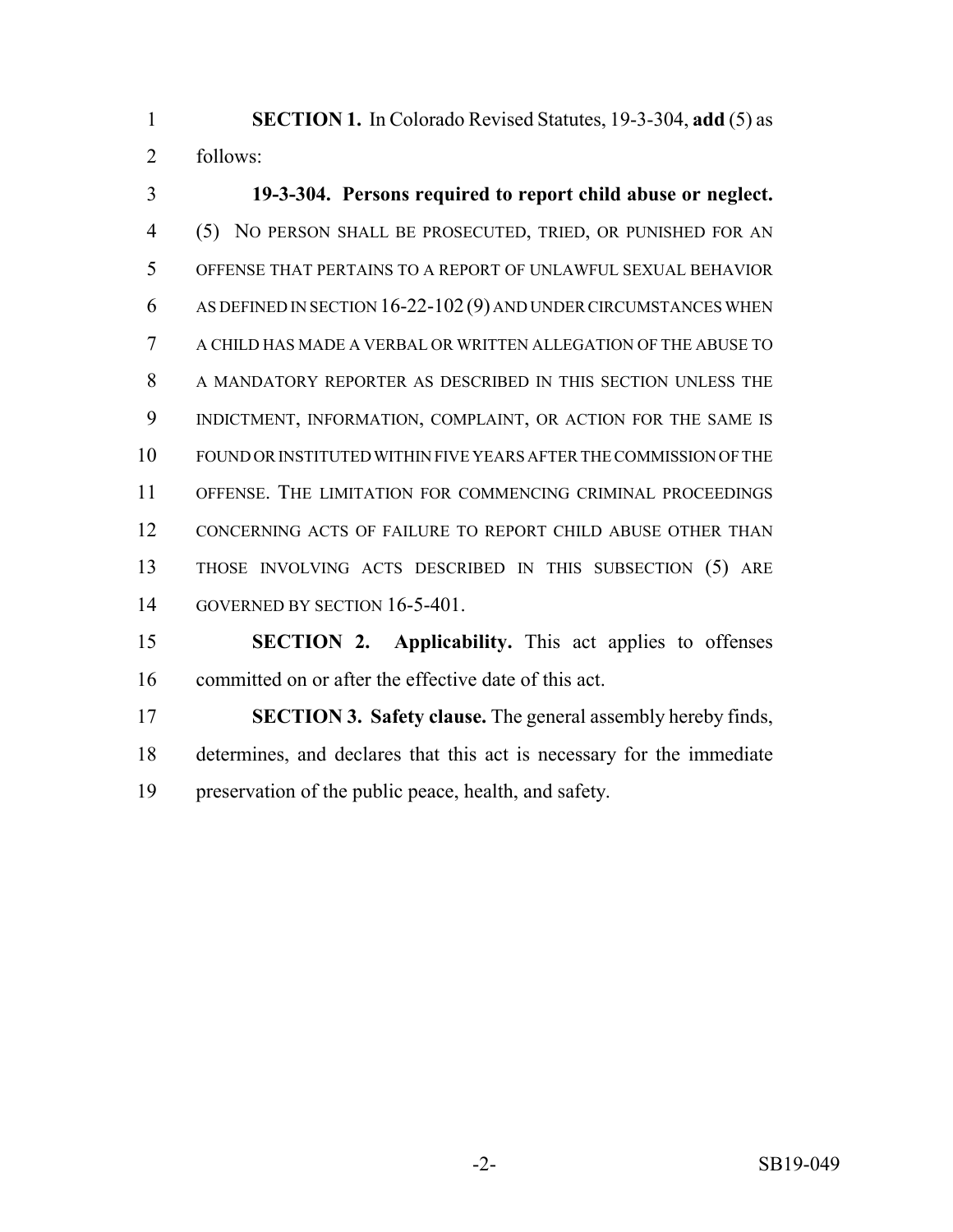**SECTION 1.** In Colorado Revised Statutes, 19-3-304, **add** (5) as follows:

**19-3-304. Persons required to report child abuse or neglect.** (5) NO PERSON SHALL BE PROSECUTED, TRIED, OR PUNISHED FOR AN OFFENSE THAT PERTAINS TO A REPORT OF UNLAWFUL SEXUAL BEHAVIOR AS DEFINED IN SECTION 16-22-102 (9) AND UNDER CIRCUMSTANCES WHEN A CHILD HAS MADE A VERBAL OR WRITTEN ALLEGATION OF THE ABUSE TO A MANDATORY REPORTER AS DESCRIBED IN THIS SECTION UNLESS THE INDICTMENT, INFORMATION, COMPLAINT, OR ACTION FOR THE SAME IS FOUND OR INSTITUTED WITHIN FIVE YEARS AFTER THE COMMISSION OF THE OFFENSE. THE LIMITATION FOR COMMENCING CRIMINAL PROCEEDINGS CONCERNING ACTS OF FAILURE TO REPORT CHILD ABUSE OTHER THAN THOSE INVOLVING ACTS DESCRIBED IN THIS SUBSECTION (5) ARE GOVERNED BY SECTION 16-5-401.

**SECTION 2. Applicability.** This act applies to offenses committed on or after the effective date of this act.

**SECTION 3. Safety clause.** The general assembly hereby finds, determines, and declares that this act is necessary for the immediate preservation of the public peace, health, and safety.